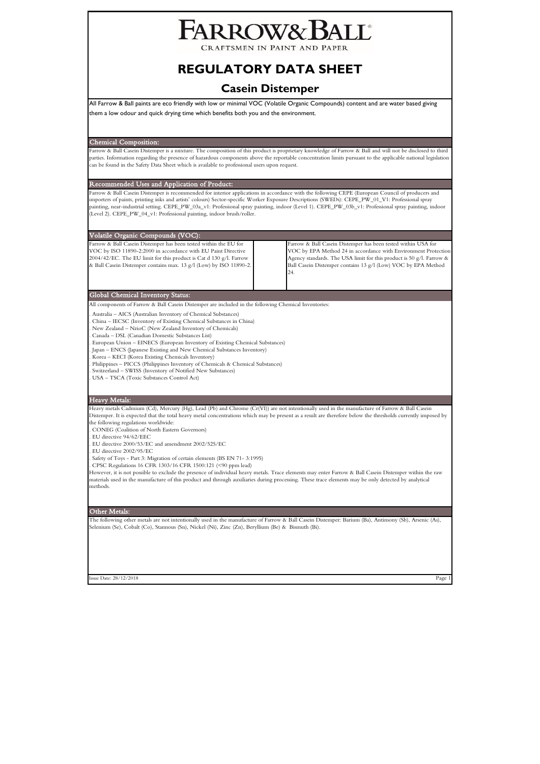# FARROW&BALL®

CRAFTSMEN IN PAINT AND PAPER

# REGULATORY DATA SHEET

## Casein Distemper

All Farrow & Ball paints are eco friendly with low or minimal VOC (Volatile Organic Compounds) content and are water based giving them a low odour and quick drying time which benefits both you and the environment.

### Chemical Composition:

Farrow & Ball Casein Distemper is a mixture. The composition of this product is proprietary knowledge of Farrow & Ball and will not be disclosed to third parties. Information regarding the presence of hazardous components above the reportable concentration limits pursuant to the applicable national legislation can be found in the Safety Data Sheet which is available to professional users upon request.

### Recommended Uses and Application of Product:

Farrow & Ball Casein Distemper is recommended for interior applications in accordance with the following CEPE (European Council of producers and importers of paints, printing inks and artists' colours) Sector-specific Worker Exposure Descriptions (SWEDs): CEPE_PW_01_V1: Professional spray painting, near-industrial setting. CEPE_PW_03a_v1: Professional spray painting, indoor (Level 1). CEPE_PW_03b_v1: Professional spray painting, indoor (Level 2). CEPE_PW_04_v1: Professional painting, indoor brush/roller.

### Volatile Organic Compounds (VOC):

Farrow & Ball Casein Distemper has been tested within the EU for VOC by ISO 11890-2:2000 in accordance with EU Paint Directive 2004/42/EC. The EU limit for this product is Cat d 130 g/l. Farrow & Ball Casein Distemper contains max. 13 g/l (Low) by ISO 11890-2.

Farrow & Ball Casein Distemper has been tested within USA for VOC by EPA Method 24 in accordance with Environment Protection Agency standards. The USA limit for this product is 50 g/l. Farrow & Ball Casein Distemper contains 13 g/l (Low) VOC by EPA Method 24.

### Global Chemical Inventory Status:

All components of Farrow & Ball Casein Distemper are included in the following Chemical Inventories:

- Australia – AICS (Australian Inventory of Chemical Substances)
- China – IECSC (Inventory of Existing Chemical Substances in China)
- New Zealand – NzioC (New Zealand Inventory of Chemicals)
- Canada – DSL (Canadian Domestic Substances List)
- European Union – EINECS (European Inventory of Existing Chemical Substances)
- Japan – ENCS (Japanese Existing and New Chemical Substances Inventory)
- Korea – KECI (Korea Existing Chemicals Inventory)
- Philippines – PICCS (Philippines Inventory of Chemicals & Chemical Substances)
- Switzerland – SWISS (Inventory of Notified New Substances)
- USA – TSCA (Toxic Substances Control Act)

### Heavy Metals:

Heavy metals Cadmium (Cd), Mercury (Hg), Lead (Pb) and Chrome (Cr(VI)) are not intentionally used in the manufacture of Farrow & Ball Casein Distemper. It is expected that the total heavy metal concentrations which may be present as a result are therefore below the thresholds currently imposed by the following regulations worldwide:

- CONEG (Coalition of North Eastern Governors)
- EU directive 94/62/EEC
- EU directive 2000/53/EC and amendment 2002/525/EC
- EU directive 2002/95/EC
- Safety of Toys - Part 3: Migration of certain elements (BS EN 71- 3:1995)
- CPSC Regulations 16 CFR 1303/16 CFR 1500:121 (<90 ppm lead)

However, it is not possible to exclude the presence of individual heavy metals. Trace elements may enter Farrow & Ball Casein Distemper within the raw materials used in the manufacture of this product and through auxiliaries during processing. These trace elements may be only detected by analytical methods.

### Other Metals:

The following other metals are not intentionally used in the manufacture of Farrow & Ball Casein Distemper: Barium (Ba), Antimony (Sb), Arsenic (As), Selenium (Se), Cobalt (Co), Stannous (Sn), Nickel (Ni), Zinc (Zn), Beryllium (Be) & Bismuth (Bi).

Issue Date: 28/12/2018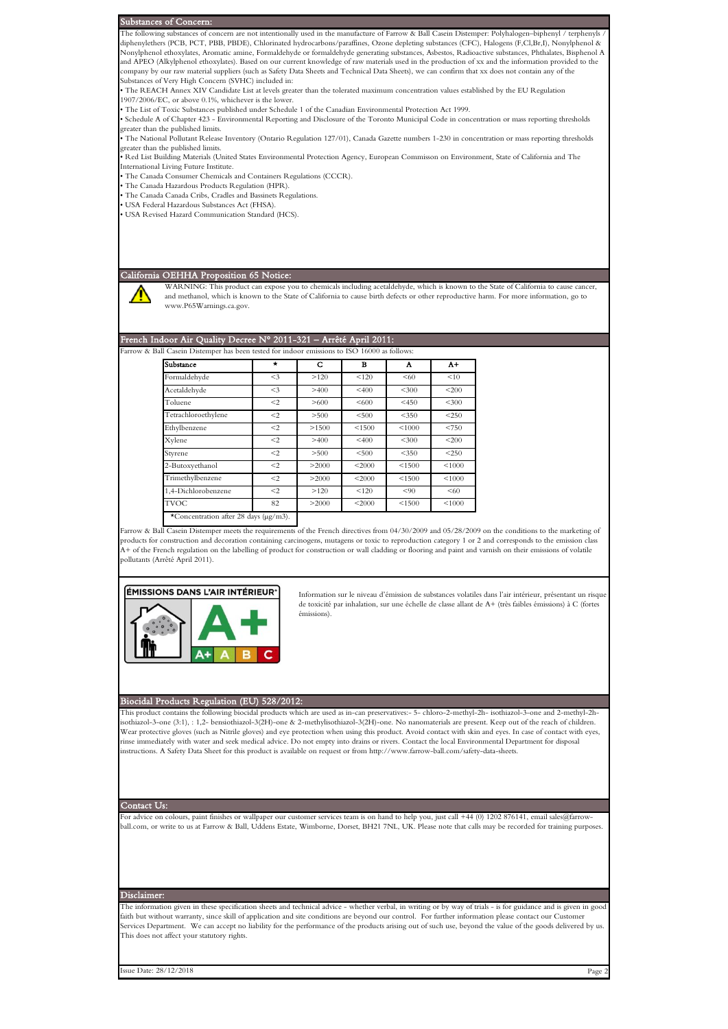## Substances of Concern:

The following substances of concern are not intentionally used in the manufacture of Farrow & Ball Casein Distemper: Polyhalogen–biphenyl / terphenyls / diphenylethers (PCB, PCT, PBB, PBDE), Chlorinated hydrocarbons/paraffines, Ozone depleting substances (CFC), Halogens (F,Cl,Br,I), Nonylphenol & Nonylphenol ethoxylates, Aromatic amine, Formaldehyde or formaldehyde generating substances, Asbestos, Radioactive substances, Phthalates, Bisphenol A and APEO (Alkylphenol ethoxylates). Based on our current knowledge of raw materials used in the production of xx and the information provided to the company by our raw material suppliers (such as Safety Data Sheets and Technical Data Sheets), we can confirm that xx does not contain any of the Substances of Very High Concern (SVHC) included in:

- The REACH Annex XIV Candidate List at levels greater than the tolerated maximum concentration values established by the EU Regulation 1907/2006/EC, or above 0.1%, whichever is the lower.
- The List of Toxic Substances published under Schedule 1 of the Canadian Environmental Protection Act 1999.
- Schedule A of Chapter 423 - Environmental Reporting and Disclosure of the Toronto Municipal Code in concentration or mass reporting thresholds greater than the published limits.
- The National Pollutant Release Inventory (Ontario Regulation 127/01), Canada Gazette numbers 1-230 in concentration or mass reporting thresholds greater than the published limits.
- Red List Building Materials (United States Environmental Protection Agency, European Commisson on Environment, State of California and The International Living Future Institute.
- The Canada Consumer Chemicals and Containers Regulations (CCCR).
- The Canada Hazardous Products Regulation (HPR).
- The Canada Canada Cribs, Cradles and Bassinets Regulations.
- USA Federal Hazardous Substances Act (FHSA).
- USA Revised Hazard Communication Standard (HCS).

## California OEHHA Proposition 65 Notice:

WARNING: This product can expose you to chemicals including acetaldehyde, which is known to the State of California to cause cancer, and methanol, which is known to the State of California to cause birth defects or other reproductive harm. For more information, go to www.P65Warnings.ca.gov.

## French Indoor Air Quality Decree N° 2011-321 – Arrêté April 2011:

Farrow & Ball Casein Distemper has been tested for indoor emissions to ISO 16000 as follows:

| Substance | * | C | B | A | A+ |
|---|---|---|---|---|---|
| Formaldehyde | <3 | >120 | <120 | <60 | <10 |
| Acetaldehyde | <3 | >400 | <400 | <300 | <200 |
| Toluene | <2 | >600 | <600 | <450 | <300 |
| Tetrachloroethylene | <2 | >500 | <500 | <350 | <250 |
| Ethylbenzene | <2 | >1500 | <1500 | <1000 | <750 |
| Xylene | <2 | >400 | <400 | <300 | <200 |
| Styrene | <2 | >500 | <500 | <350 | <250 |
| 2-Butoxyethanol | <2 | >2000 | <2000 | <1500 | <1000 |
| Trimethylbenzene | <2 | >2000 | <2000 | <1500 | <1000 |
| 1,4-Dichlorobenzene | <2 | >120 | <120 | <90 | <60 |
| TVOC | 82 | >2000 | <2000 | <1500 | <1000 |

*Concentration after 28 days (µg/m3).

Farrow & Ball Casein Distemper meets the requirements of the French directives from 04/30/2009 and 05/28/2009 on the conditions to the marketing of products for construction and decoration containing carcinogens, mutagens or toxic to reproduction category 1 or 2 and corresponds to the emission class A+ of the French regulation on the labelling of product for construction or wall cladding or flooring and paint and varnish on their emissions of volatile pollutants (Arrêté April 2011).

ÉMISSIONS DANS L'AIR INTÉRIEUR*

A+

A+ A B C

Information sur le niveau d'émission de substances volatiles dans l'air intérieur, présentant un risque de toxicité par inhalation, sur une échelle de classe allant de A+ (très faibles émissions) à C (fortes émissions).

## Biocidal Products Regulation (EU) 528/2012:

This product contains the following biocidal products which are used as in-can preservatives:- 5- chloro-2-methyl-2h- isothiazol-3-one and 2-methyl-2h-isothiazol-3-one (3:1), : 1,2- bensiothiazol-3(2H)-one & 2-methylisothiazol-3(2H)-one. No nanomaterials are present. Keep out of the reach of children. Wear protective gloves (such as Nitrile gloves) and eye protection when using this product. Avoid contact with skin and eyes. In case of contact with eyes, rinse immediately with water and seek medical advice. Do not empty into drains or rivers. Contact the local Environmental Department for disposal instructions. A Safety Data Sheet for this product is available on request or from http://www.farrow-ball.com/safety-data-sheets.

## Contact Us:

For advice on colours, paint finishes or wallpaper our customer services team is on hand to help you, just call +44 (0) 1202 876141, email sales@farrow-ball.com, or write to us at Farrow & Ball, Uddens Estate, Wimborne, Dorset, BH21 7NL, UK. Please note that calls may be recorded for training purposes.

## Disclaimer:

The information given in these specification sheets and technical advice - whether verbal, in writing or by way of trials - is for guidance and is given in good faith but without warranty, since skill of application and site conditions are beyond our control. For further information please contact our Customer Services Department. We can accept no liability for the performance of the products arising out of such use, beyond the value of the goods delivered by us. This does not affect your statutory rights.

Issue Date: 28/12/2018